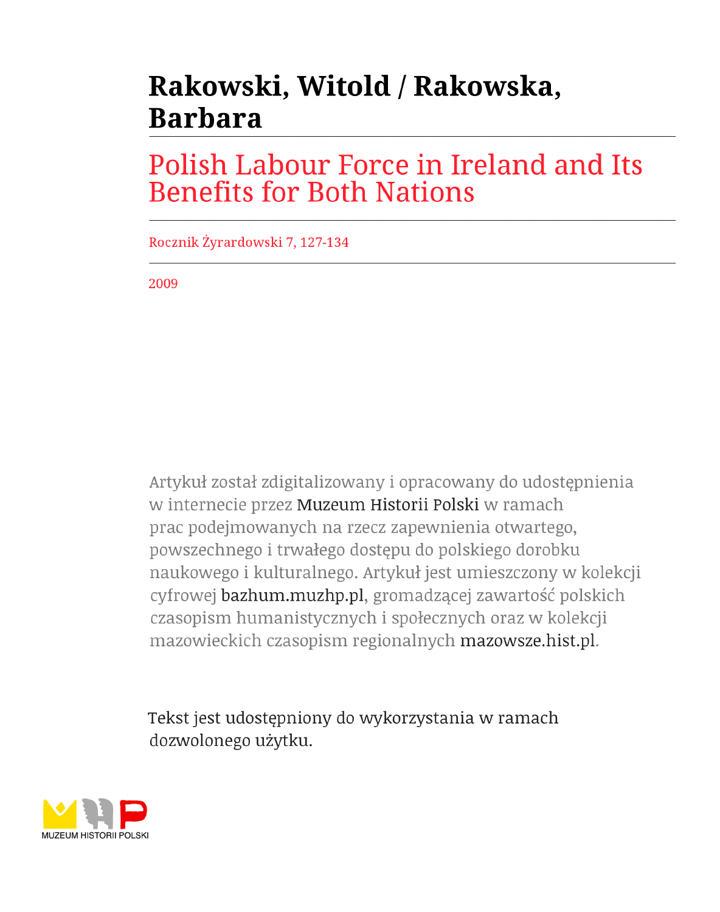# Rakowski, Witold / Rakowska, Barbara

## Polish Labour Force in Ireland and Its Benefits for Both Nations

Rocznik Żyrardowski 7, 127-134

2009

Artykuł został zdigitalizowany i opracowany do udostępnienia w internecie przez Muzeum Historii Polski w ramach prac podejmowanych na rzecz zapewnienia otwartego, powszechnego i trwałego dostępu do polskiego dorobku naukowego i kulturalnego. Artykuł jest umieszczony w kolekcji cyfrowej bazhum.muzhp.pl, gromadzącej zawartość polskich czasopism humanistycznych i społecznych oraz w kolekcji mazowieckich czasopism regionalnych mazowsze.hist.pl.

Tekst jest udostępniony do wykorzystania w ramach dozwolonego użytku.

MUZEUM HISTORII POLSKI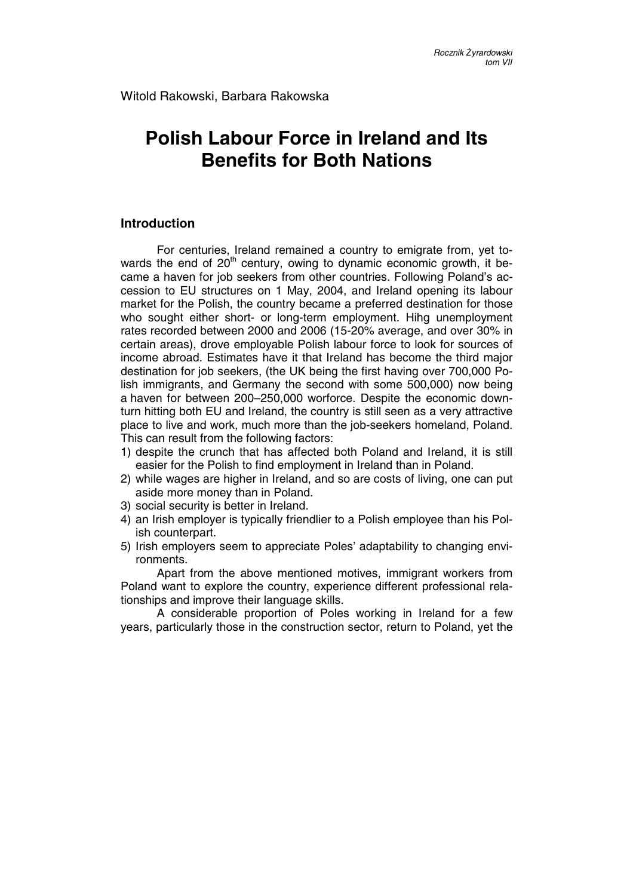Witold Rakowski, Barbara Rakowska

# Polish Labour Force in Ireland and Its Benefits for Both Nations

## Introduction

For centuries, Ireland remained a country to emigrate from, yet towards the end of 20th century, owing to dynamic economic growth, it became a haven for job seekers from other countries. Following Poland's accession to EU structures on 1 May, 2004, and Ireland opening its labour market for the Polish, the country became a preferred destination for those who sought either short- or long-term employment. Hihg unemployment rates recorded between 2000 and 2006 (15-20% average, and over 30% in certain areas), drove employable Polish labour force to look for sources of income abroad. Estimates have it that Ireland has become the third major destination for job seekers, (the UK being the first having over 700,000 Polish immigrants, and Germany the second with some 500,000) now being a haven for between 200–250,000 worforce. Despite the economic downturn hitting both EU and Ireland, the country is still seen as a very attractive place to live and work, much more than the job-seekers homeland, Poland. This can result from the following factors:

1) despite the crunch that has affected both Poland and Ireland, it is still easier for the Polish to find employment in Ireland than in Poland.
2) while wages are higher in Ireland, and so are costs of living, one can put aside more money than in Poland.
3) social security is better in Ireland.
4) an Irish employer is typically friendlier to a Polish employee than his Polish counterpart.
5) Irish employers seem to appreciate Poles' adaptability to changing environments.

Apart from the above mentioned motives, immigrant workers from Poland want to explore the country, experience different professional relationships and improve their language skills.

A considerable proportion of Poles working in Ireland for a few years, particularly those in the construction sector, return to Poland, yet the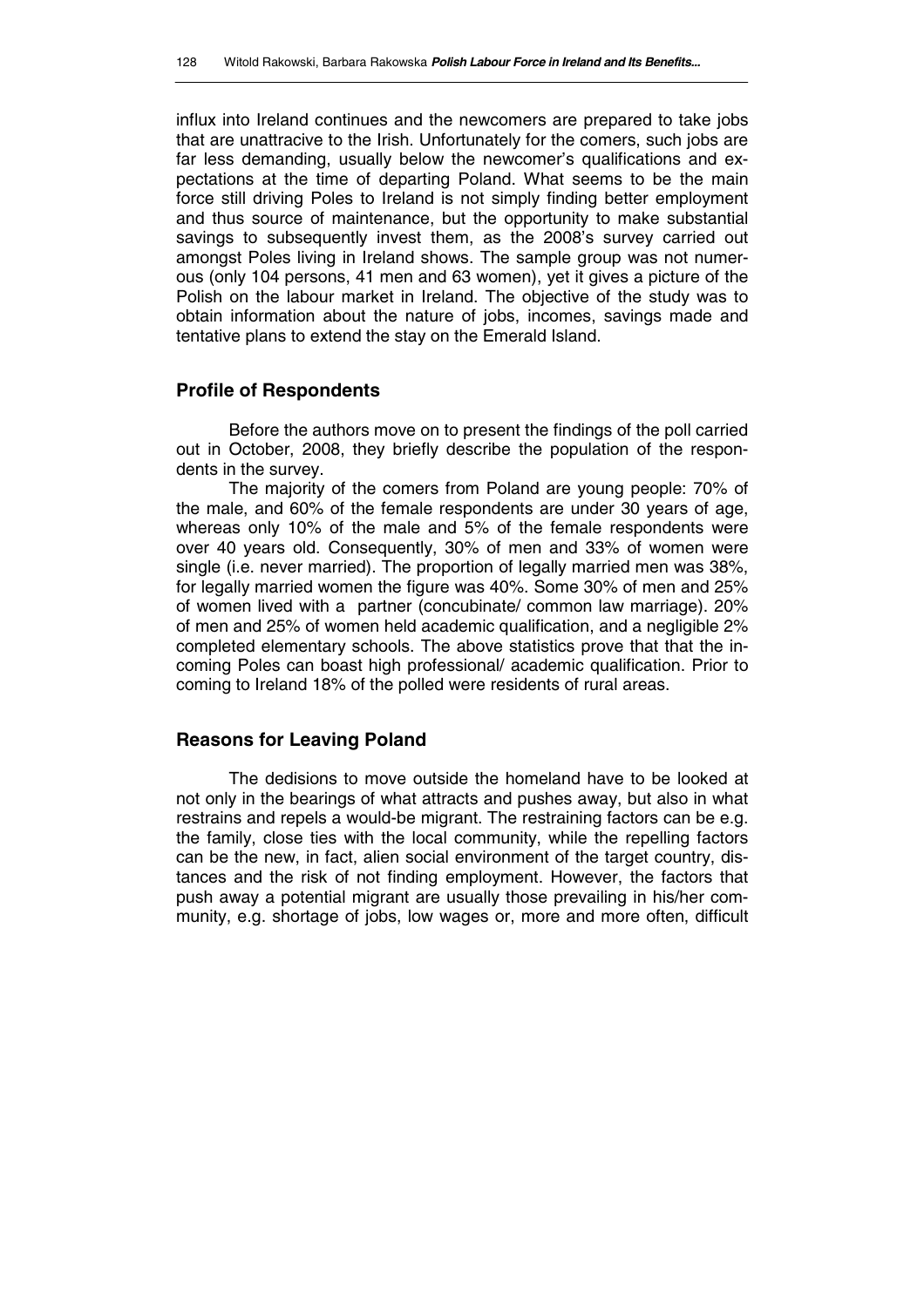influx into Ireland continues and the newcomers are prepared to take jobs that are unattracive to the Irish. Unfortunately for the comers, such jobs are far less demanding, usually below the newcomer's qualifications and expectations at the time of departing Poland. What seems to be the main force still driving Poles to Ireland is not simply finding better employment and thus source of maintenance, but the opportunity to make substantial savings to subsequently invest them, as the 2008's survey carried out amongst Poles living in Ireland shows. The sample group was not numerous (only 104 persons, 41 men and 63 women), yet it gives a picture of the Polish on the labour market in Ireland. The objective of the study was to obtain information about the nature of jobs, incomes, savings made and tentative plans to extend the stay on the Emerald Island.

## Profile of Respondents

Before the authors move on to present the findings of the poll carried out in October, 2008, they briefly describe the population of the respondents in the survey.

The majority of the comers from Poland are young people: 70% of the male, and 60% of the female respondents are under 30 years of age, whereas only 10% of the male and 5% of the female respondents were over 40 years old. Consequently, 30% of men and 33% of women were single (i.e. never married). The proportion of legally married men was 38%, for legally married women the figure was 40%. Some 30% of men and 25% of women lived with a partner (concubinate/ common law marriage). 20% of men and 25% of women held academic qualification, and a negligible 2% completed elementary schools. The above statistics prove that that the incoming Poles can boast high professional/ academic qualification. Prior to coming to Ireland 18% of the polled were residents of rural areas.

## Reasons for Leaving Poland

The dedisions to move outside the homeland have to be looked at not only in the bearings of what attracts and pushes away, but also in what restrains and repels a would-be migrant. The restraining factors can be e.g. the family, close ties with the local community, while the repelling factors can be the new, in fact, alien social environment of the target country, distances and the risk of not finding employment. However, the factors that push away a potential migrant are usually those prevailing in his/her community, e.g. shortage of jobs, low wages or, more and more often, difficult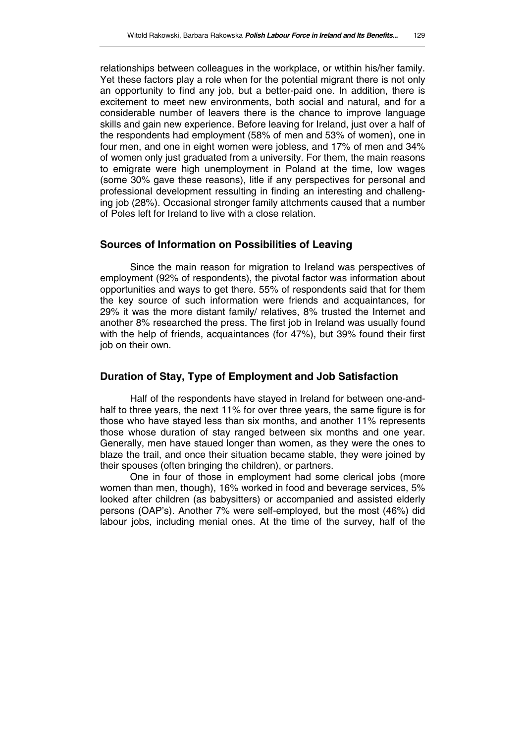relationships between colleagues in the workplace, or wtithin his/her family. Yet these factors play a role when for the potential migrant there is not only an opportunity to find any job, but a better-paid one. In addition, there is excitement to meet new environments, both social and natural, and for a considerable number of leavers there is the chance to improve language skills and gain new experience. Before leaving for Ireland, just over a half of the respondents had employment (58% of men and 53% of women), one in four men, and one in eight women were jobless, and 17% of men and 34% of women only just graduated from a university. For them, the main reasons to emigrate were high unemployment in Poland at the time, low wages (some 30% gave these reasons), litle if any perspectives for personal and professional development ressulting in finding an interesting and challenging job (28%). Occasional stronger family attchments caused that a number of Poles left for Ireland to live with a close relation.

## Sources of Information on Possibilities of Leaving

Since the main reason for migration to Ireland was perspectives of employment (92% of respondents), the pivotal factor was information about opportunities and ways to get there. 55% of respondents said that for them the key source of such information were friends and acquaintances, for 29% it was the more distant family/ relatives, 8% trusted the Internet and another 8% researched the press. The first job in Ireland was usually found with the help of friends, acquaintances (for 47%), but 39% found their first job on their own.

## Duration of Stay, Type of Employment and Job Satisfaction

Half of the respondents have stayed in Ireland for between one-and-half to three years, the next 11% for over three years, the same figure is for those who have stayed less than six months, and another 11% represents those whose duration of stay ranged between six months and one year. Generally, men have staued longer than women, as they were the ones to blaze the trail, and once their situation became stable, they were joined by their spouses (often bringing the children), or partners.

One in four of those in employment had some clerical jobs (more women than men, though), 16% worked in food and beverage services, 5% looked after children (as babysitters) or accompanied and assisted elderly persons (OAP's). Another 7% were self-employed, but the most (46%) did labour jobs, including menial ones. At the time of the survey, half of the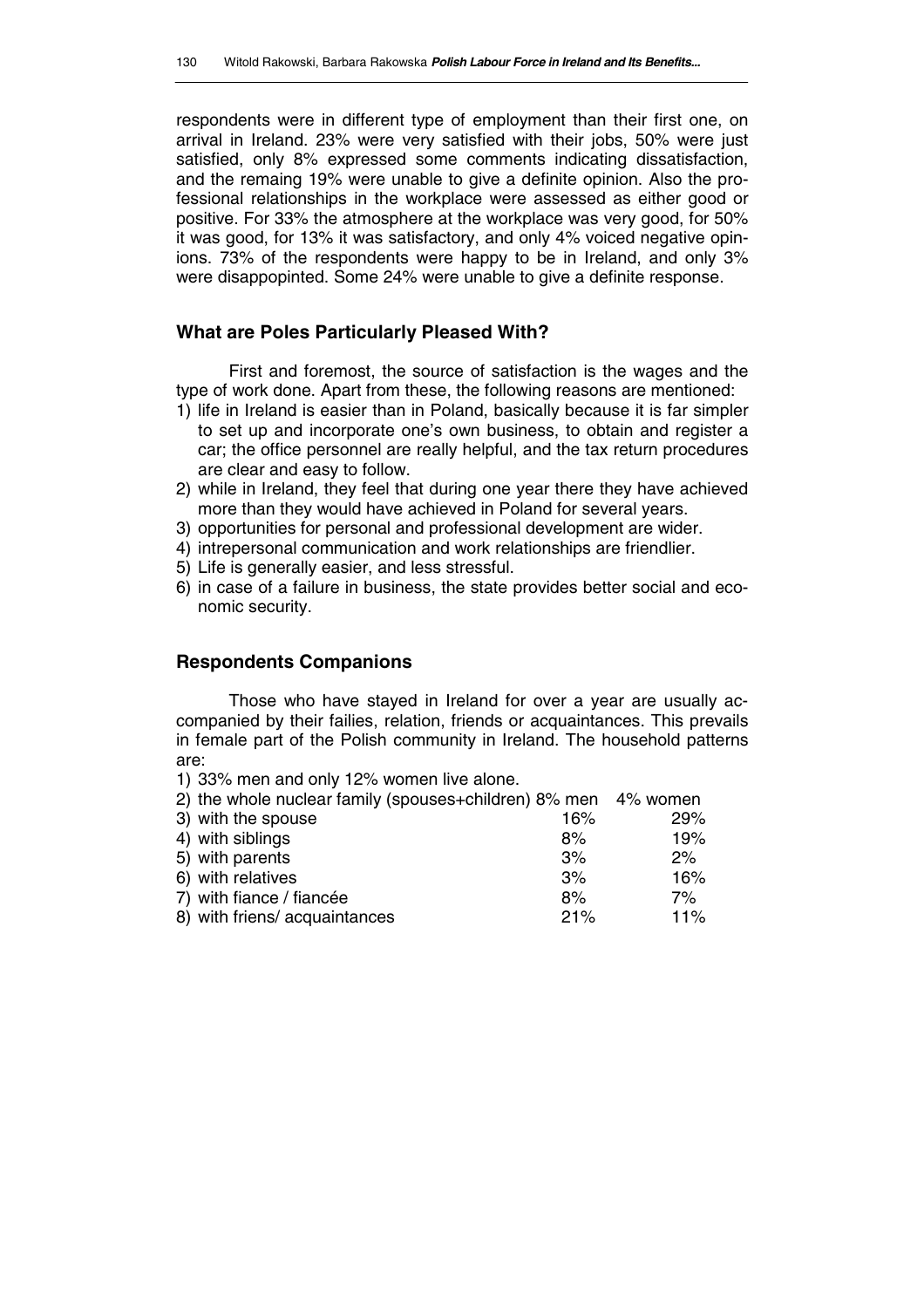respondents were in different type of employment than their first one, on arrival in Ireland. 23% were very satisfied with their jobs, 50% were just satisfied, only 8% expressed some comments indicating dissatisfaction, and the remaing 19% were unable to give a definite opinion. Also the professional relationships in the workplace were assessed as either good or positive. For 33% the atmosphere at the workplace was very good, for 50% it was good, for 13% it was satisfactory, and only 4% voiced negative opinions. 73% of the respondents were happy to be in Ireland, and only 3% were disappopinted. Some 24% were unable to give a definite response.

### What are Poles Particularly Pleased With?

First and foremost, the source of satisfaction is the wages and the type of work done. Apart from these, the following reasons are mentioned:

1) life in Ireland is easier than in Poland, basically because it is far simpler to set up and incorporate one's own business, to obtain and register a car; the office personnel are really helpful, and the tax return procedures are clear and easy to follow.
2) while in Ireland, they feel that during one year there they have achieved more than they would have achieved in Poland for several years.
3) opportunities for personal and professional development are wider.
4) intrepersonal communication and work relationships are friendlier.
5) Life is generally easier, and less stressful.
6) in case of a failure in business, the state provides better social and economic security.

### Respondents Companions

Those who have stayed in Ireland for over a year are usually accompanied by their failies, relation, friends or acquaintances. This prevails in female part of the Polish community in Ireland. The household patterns are:

1) 33% men and only 12% women live alone.

| | men | women |
|---|---|---|
| 2) the whole nuclear family (spouses+children) | 8% | 4% |
| 3) with the spouse | 16% | 29% |
| 4) with siblings | 8% | 19% |
| 5) with parents | 3% | 2% |
| 6) with relatives | 3% | 16% |
| 7) with fiance / fiancée | 8% | 7% |
| 8) with friens/ acquaintances | 21% | 11% |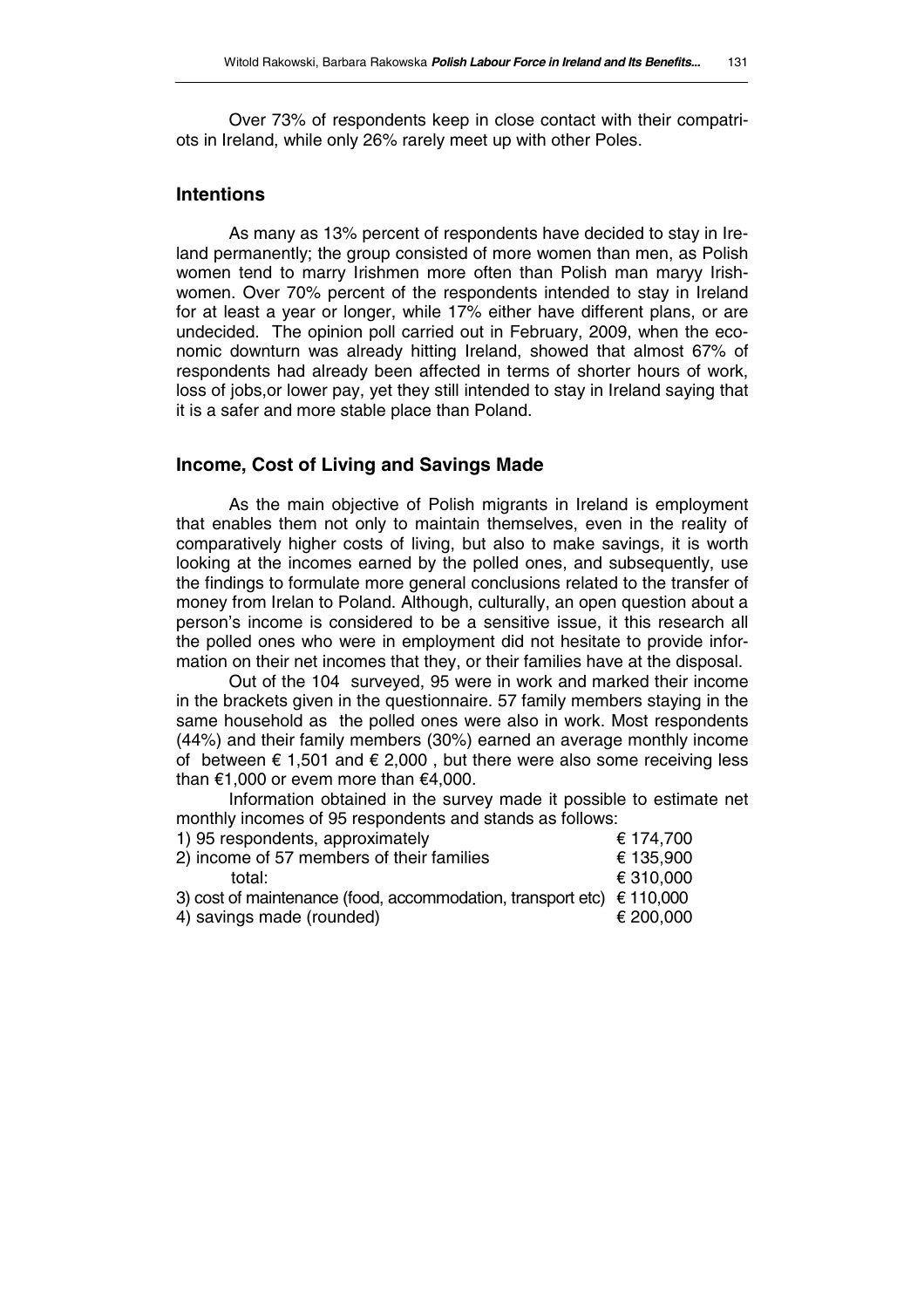Over 73% of respondents keep in close contact with their compatriots in Ireland, while only 26% rarely meet up with other Poles.

## Intentions

As many as 13% percent of respondents have decided to stay in Ireland permanently; the group consisted of more women than men, as Polish women tend to marry Irishmen more often than Polish man maryy Irishwomen. Over 70% percent of the respondents intended to stay in Ireland for at least a year or longer, while 17% either have different plans, or are undecided. The opinion poll carried out in February, 2009, when the economic downturn was already hitting Ireland, showed that almost 67% of respondents had already been affected in terms of shorter hours of work, loss of jobs,or lower pay, yet they still intended to stay in Ireland saying that it is a safer and more stable place than Poland.

## Income, Cost of Living and Savings Made

As the main objective of Polish migrants in Ireland is employment that enables them not only to maintain themselves, even in the reality of comparatively higher costs of living, but also to make savings, it is worth looking at the incomes earned by the polled ones, and subsequently, use the findings to formulate more general conclusions related to the transfer of money from Irelan to Poland. Although, culturally, an open question about a person's income is considered to be a sensitive issue, it this research all the polled ones who were in employment did not hesitate to provide information on their net incomes that they, or their families have at the disposal.

Out of the 104 surveyed, 95 were in work and marked their income in the brackets given in the questionnaire. 57 family members staying in the same household as the polled ones were also in work. Most respondents (44%) and their family members (30%) earned an average monthly income of between € 1,501 and € 2,000 , but there were also some receiving less than €1,000 or evem more than €4,000.

Information obtained in the survey made it possible to estimate net monthly incomes of 95 respondents and stands as follows:

| | |
|---|---|
| 1) 95 respondents, approximately | € 174,700 |
| 2) income of 57 members of their families | € 135,900 |
| total: | € 310,000 |
| 3) cost of maintenance (food, accommodation, transport etc) | € 110,000 |
| 4) savings made (rounded) | € 200,000 |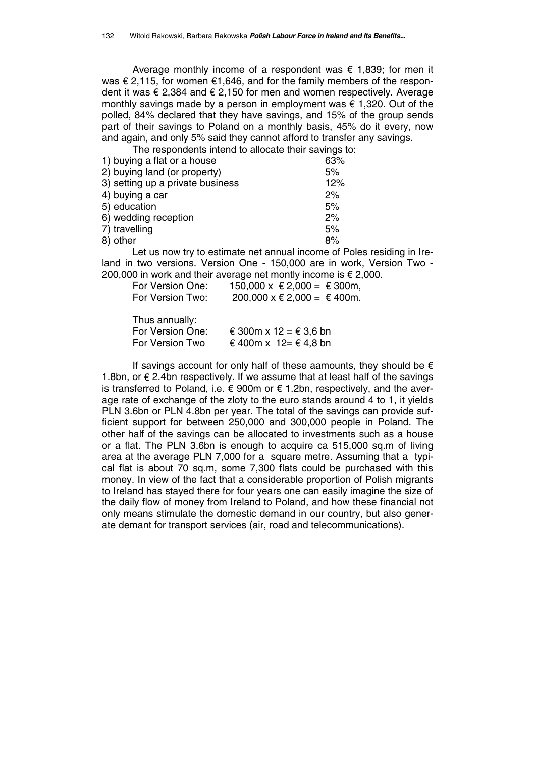Average monthly income of a respondent was € 1,839; for men it was € 2,115, for women €1,646, and for the family members of the respondent it was € 2,384 and € 2,150 for men and women respectively. Average monthly savings made by a person in employment was € 1,320. Out of the polled, 84% declared that they have savings, and 15% of the group sends part of their savings to Poland on a monthly basis, 45% do it every, now and again, and only 5% said they cannot afford to transfer any savings.

The respondents intend to allocate their savings to:

| | |
|---|---|
| 1) buying a flat or a house | 63% |
| 2) buying land (or property) | 5% |
| 3) setting up a private business | 12% |
| 4) buying a car | 2% |
| 5) education | 5% |
| 6) wedding reception | 2% |
| 7) travelling | 5% |
| 8) other | 8% |

Let us now try to estimate net annual income of Poles residing in Ireland in two versions. Version One - 150,000 are in work, Version Two - 200,000 in work and their average net montly income is € 2,000.

For Version One: 150,000 x € 2,000 = € 300m,
For Version Two: 200,000 x € 2,000 = € 400m.

Thus annually:
For Version One: € 300m x 12 = € 3,6 bn
For Version Two € 400m x 12= € 4,8 bn

If savings account for only half of these aamounts, they should be € 1.8bn, or € 2.4bn respectively. If we assume that at least half of the savings is transferred to Poland, i.e. € 900m or € 1.2bn, respectively, and the average rate of exchange of the zloty to the euro stands around 4 to 1, it yields PLN 3.6bn or PLN 4.8bn per year. The total of the savings can provide sufficient support for between 250,000 and 300,000 people in Poland. The other half of the savings can be allocated to investments such as a house or a flat. The PLN 3.6bn is enough to acquire ca 515,000 sq.m of living area at the average PLN 7,000 for a square metre. Assuming that a typical flat is about 70 sq.m, some 7,300 flats could be purchased with this money. In view of the fact that a considerable proportion of Polish migrants to Ireland has stayed there for four years one can easily imagine the size of the daily flow of money from Ireland to Poland, and how these financial not only means stimulate the domestic demand in our country, but also generate demant for transport services (air, road and telecommunications).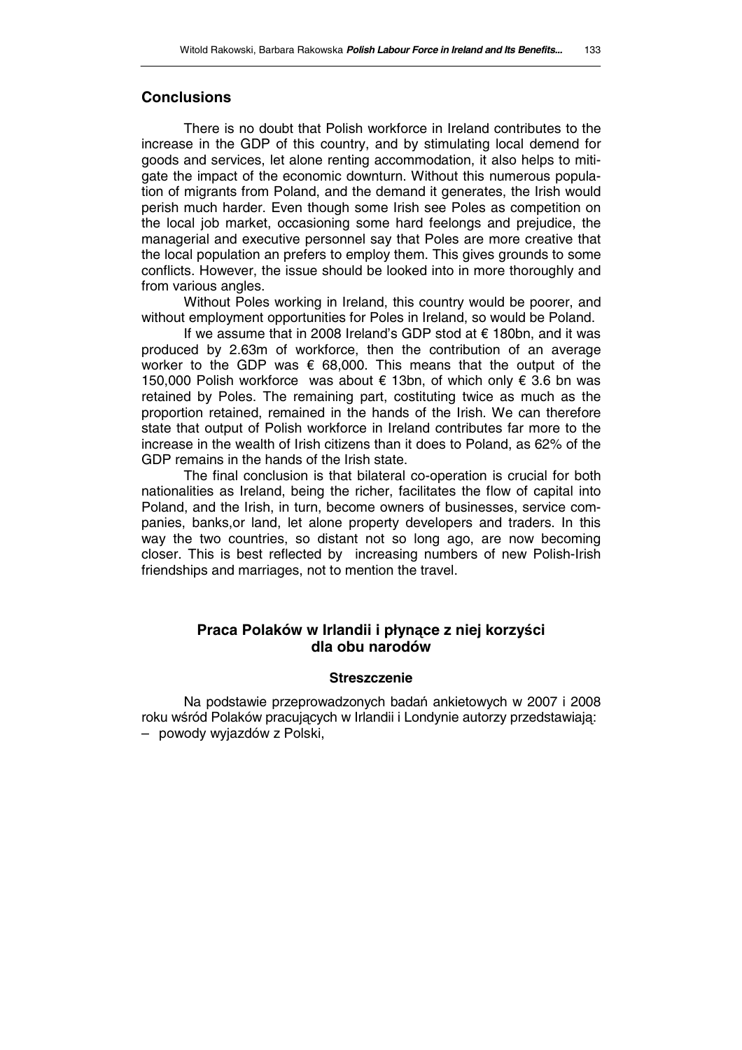## Conclusions

There is no doubt that Polish workforce in Ireland contributes to the increase in the GDP of this country, and by stimulating local demend for goods and services, let alone renting accommodation, it also helps to mitigate the impact of the economic downturn. Without this numerous population of migrants from Poland, and the demand it generates, the Irish would perish much harder. Even though some Irish see Poles as competition on the local job market, occasioning some hard feelongs and prejudice, the managerial and executive personnel say that Poles are more creative that the local population an prefers to employ them. This gives grounds to some conflicts. However, the issue should be looked into in more thoroughly and from various angles.

Without Poles working in Ireland, this country would be poorer, and without employment opportunities for Poles in Ireland, so would be Poland.

If we assume that in 2008 Ireland's GDP stod at € 180bn, and it was produced by 2.63m of workforce, then the contribution of an average worker to the GDP was € 68,000. This means that the output of the 150,000 Polish workforce was about € 13bn, of which only € 3.6 bn was retained by Poles. The remaining part, costituting twice as much as the proportion retained, remained in the hands of the Irish. We can therefore state that output of Polish workforce in Ireland contributes far more to the increase in the wealth of Irish citizens than it does to Poland, as 62% of the GDP remains in the hands of the Irish state.

The final conclusion is that bilateral co-operation is crucial for both nationalities as Ireland, being the richer, facilitates the flow of capital into Poland, and the Irish, in turn, become owners of businesses, service companies, banks,or land, let alone property developers and traders. In this way the two countries, so distant not so long ago, are now becoming closer. This is best reflected by increasing numbers of new Polish-Irish friendships and marriages, not to mention the travel.

## Praca Polaków w Irlandii i płynące z niej korzyści dla obu narodów

### Streszczenie

Na podstawie przeprowadzonych badań ankietowych w 2007 i 2008 roku wśród Polaków pracujących w Irlandii i Londynie autorzy przedstawiają:

– powody wyjazdów z Polski,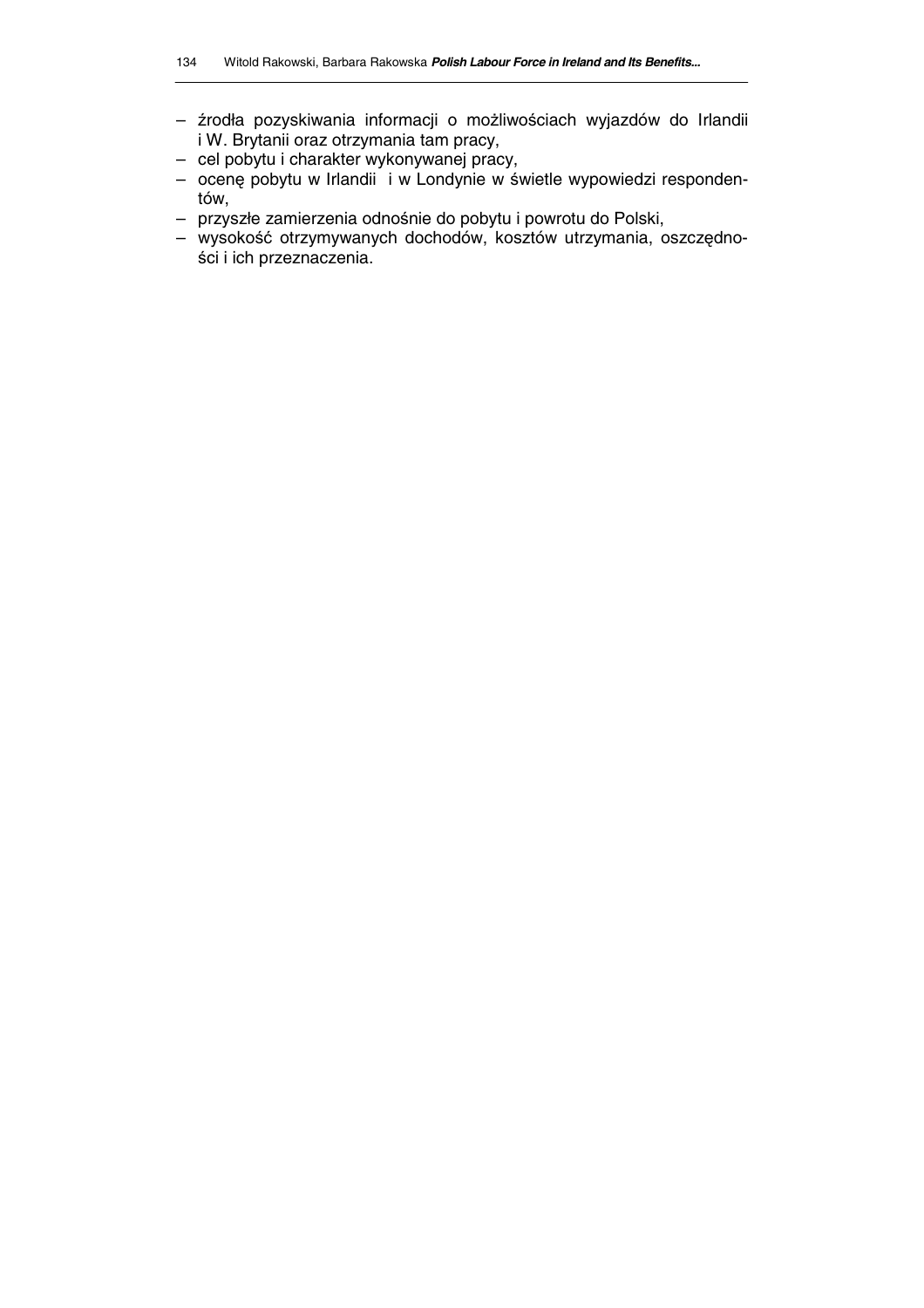- źrodła pozyskiwania informacji o możliwościach wyjazdów do Irlandii i W. Brytanii oraz otrzymania tam pracy,
- cel pobytu i charakter wykonywanej pracy,
- ocenę pobytu w Irlandii  i w Londynie w świetle wypowiedzi respondentów,
- przyszłe zamierzenia odnośnie do pobytu i powrotu do Polski,
- wysokość otrzymywanych dochodów, kosztów utrzymania, oszczędności i ich przeznaczenia.